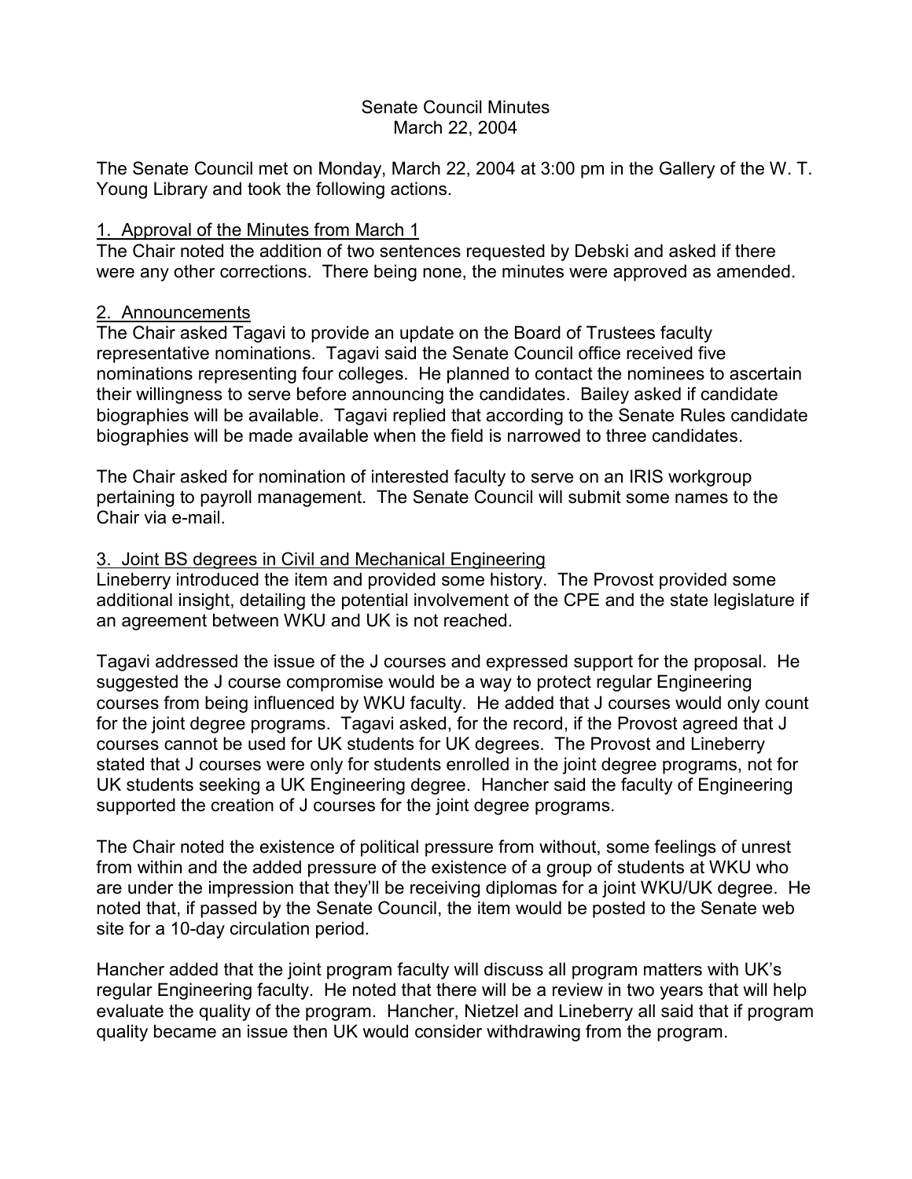Senate Council Minutes
March 22, 2004

The Senate Council met on Monday, March 22, 2004 at 3:00 pm in the Gallery of the W. T. Young Library and took the following actions.

1. Approval of the Minutes from March 1

The Chair noted the addition of two sentences requested by Debski and asked if there were any other corrections. There being none, the minutes were approved as amended.

2. Announcements

The Chair asked Tagavi to provide an update on the Board of Trustees faculty representative nominations. Tagavi said the Senate Council office received five nominations representing four colleges. He planned to contact the nominees to ascertain their willingness to serve before announcing the candidates. Bailey asked if candidate biographies will be available. Tagavi replied that according to the Senate Rules candidate biographies will be made available when the field is narrowed to three candidates.

The Chair asked for nomination of interested faculty to serve on an IRIS workgroup pertaining to payroll management. The Senate Council will submit some names to the Chair via e-mail.

3. Joint BS degrees in Civil and Mechanical Engineering

Lineberry introduced the item and provided some history. The Provost provided some additional insight, detailing the potential involvement of the CPE and the state legislature if an agreement between WKU and UK is not reached.

Tagavi addressed the issue of the J courses and expressed support for the proposal. He suggested the J course compromise would be a way to protect regular Engineering courses from being influenced by WKU faculty. He added that J courses would only count for the joint degree programs. Tagavi asked, for the record, if the Provost agreed that J courses cannot be used for UK students for UK degrees. The Provost and Lineberry stated that J courses were only for students enrolled in the joint degree programs, not for UK students seeking a UK Engineering degree. Hancher said the faculty of Engineering supported the creation of J courses for the joint degree programs.

The Chair noted the existence of political pressure from without, some feelings of unrest from within and the added pressure of the existence of a group of students at WKU who are under the impression that they'll be receiving diplomas for a joint WKU/UK degree. He noted that, if passed by the Senate Council, the item would be posted to the Senate web site for a 10-day circulation period.

Hancher added that the joint program faculty will discuss all program matters with UK's regular Engineering faculty. He noted that there will be a review in two years that will help evaluate the quality of the program. Hancher, Nietzel and Lineberry all said that if program quality became an issue then UK would consider withdrawing from the program.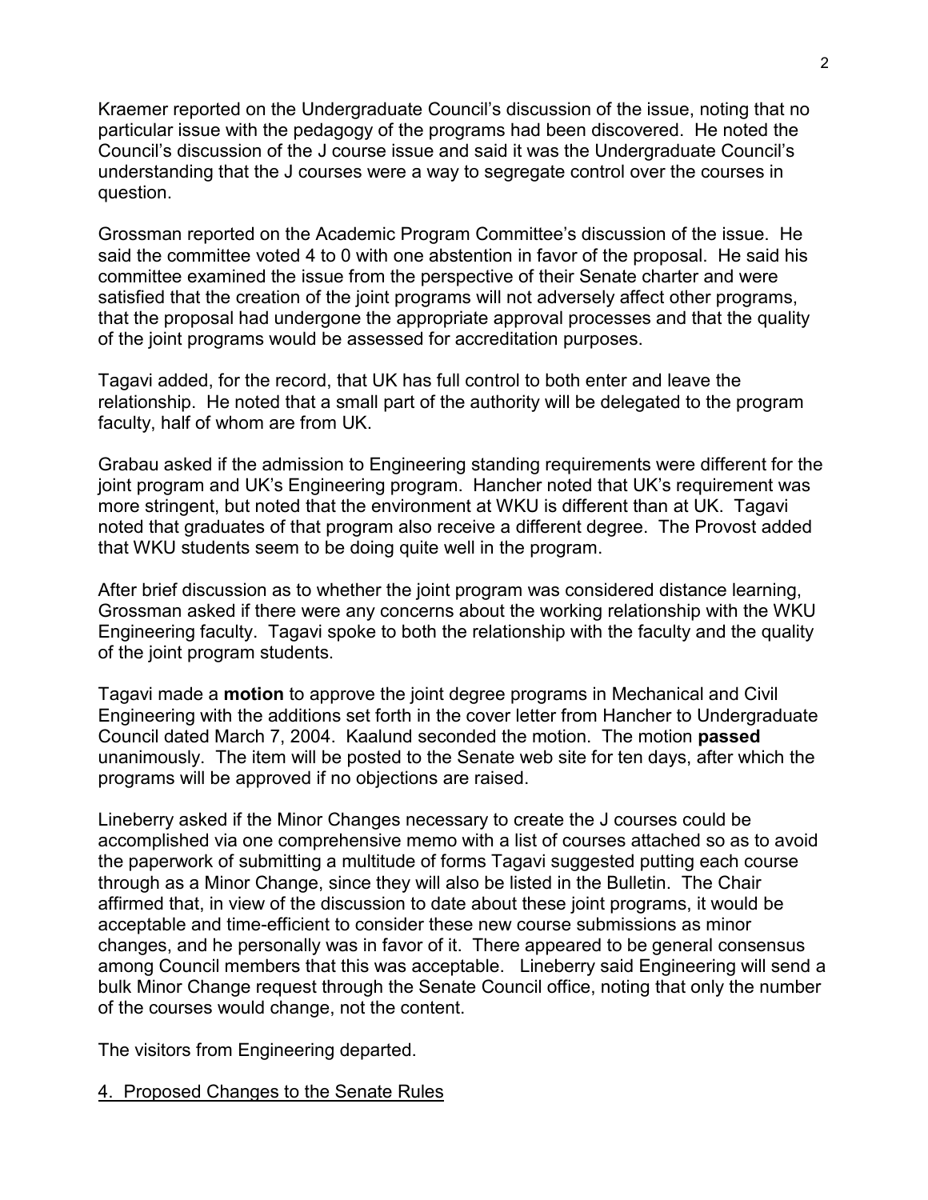Kraemer reported on the Undergraduate Council's discussion of the issue, noting that no particular issue with the pedagogy of the programs had been discovered. He noted the Council's discussion of the J course issue and said it was the Undergraduate Council's understanding that the J courses were a way to segregate control over the courses in question.

Grossman reported on the Academic Program Committee's discussion of the issue. He said the committee voted 4 to 0 with one abstention in favor of the proposal. He said his committee examined the issue from the perspective of their Senate charter and were satisfied that the creation of the joint programs will not adversely affect other programs, that the proposal had undergone the appropriate approval processes and that the quality of the joint programs would be assessed for accreditation purposes.

Tagavi added, for the record, that UK has full control to both enter and leave the relationship. He noted that a small part of the authority will be delegated to the program faculty, half of whom are from UK.

Grabau asked if the admission to Engineering standing requirements were different for the joint program and UK's Engineering program. Hancher noted that UK's requirement was more stringent, but noted that the environment at WKU is different than at UK. Tagavi noted that graduates of that program also receive a different degree. The Provost added that WKU students seem to be doing quite well in the program.

After brief discussion as to whether the joint program was considered distance learning, Grossman asked if there were any concerns about the working relationship with the WKU Engineering faculty. Tagavi spoke to both the relationship with the faculty and the quality of the joint program students.

Tagavi made a **motion** to approve the joint degree programs in Mechanical and Civil Engineering with the additions set forth in the cover letter from Hancher to Undergraduate Council dated March 7, 2004. Kaalund seconded the motion. The motion **passed** unanimously. The item will be posted to the Senate web site for ten days, after which the programs will be approved if no objections are raised.

Lineberry asked if the Minor Changes necessary to create the J courses could be accomplished via one comprehensive memo with a list of courses attached so as to avoid the paperwork of submitting a multitude of forms Tagavi suggested putting each course through as a Minor Change, since they will also be listed in the Bulletin. The Chair affirmed that, in view of the discussion to date about these joint programs, it would be acceptable and time-efficient to consider these new course submissions as minor changes, and he personally was in favor of it. There appeared to be general consensus among Council members that this was acceptable. Lineberry said Engineering will send a bulk Minor Change request through the Senate Council office, noting that only the number of the courses would change, not the content.

The visitors from Engineering departed.

4. Proposed Changes to the Senate Rules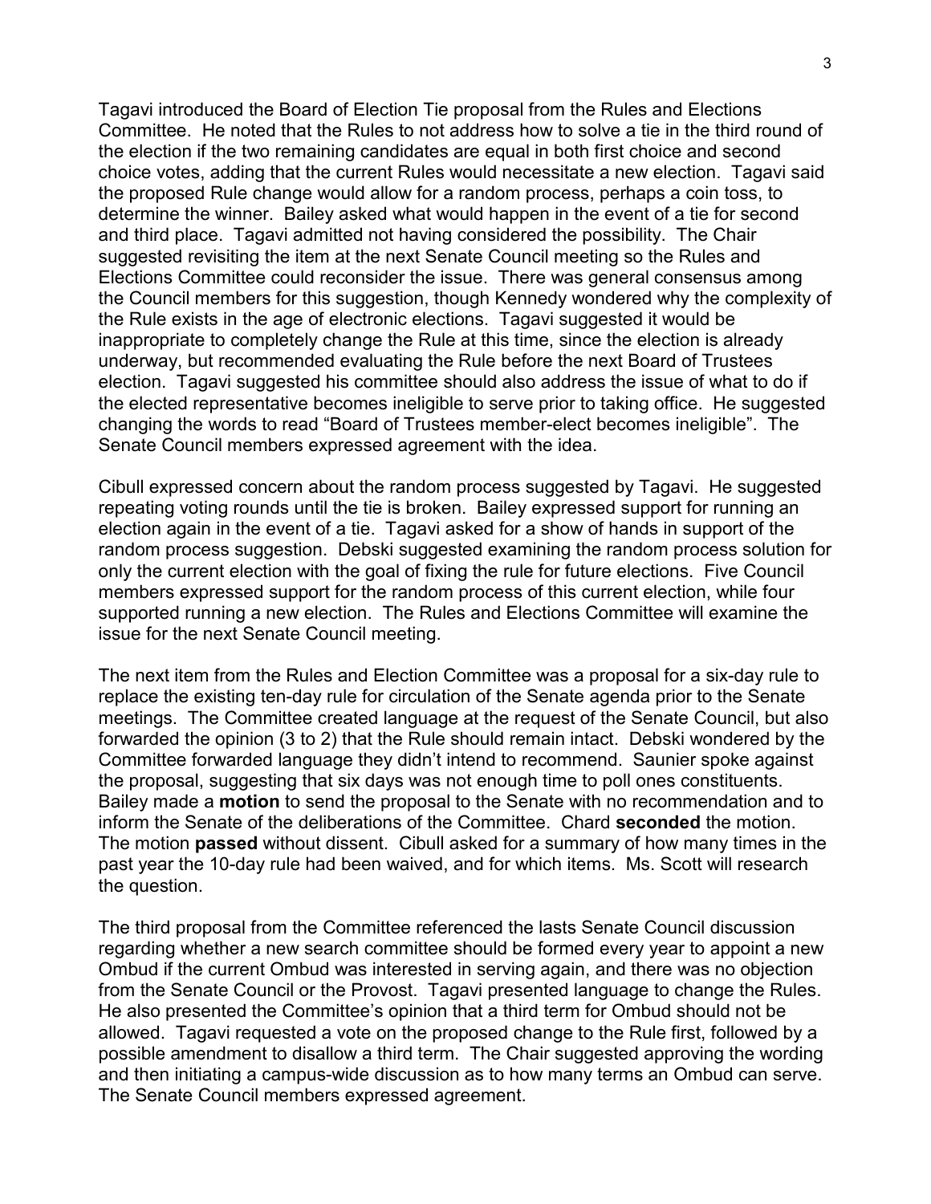Tagavi introduced the Board of Election Tie proposal from the Rules and Elections Committee. He noted that the Rules to not address how to solve a tie in the third round of the election if the two remaining candidates are equal in both first choice and second choice votes, adding that the current Rules would necessitate a new election. Tagavi said the proposed Rule change would allow for a random process, perhaps a coin toss, to determine the winner. Bailey asked what would happen in the event of a tie for second and third place. Tagavi admitted not having considered the possibility. The Chair suggested revisiting the item at the next Senate Council meeting so the Rules and Elections Committee could reconsider the issue. There was general consensus among the Council members for this suggestion, though Kennedy wondered why the complexity of the Rule exists in the age of electronic elections. Tagavi suggested it would be inappropriate to completely change the Rule at this time, since the election is already underway, but recommended evaluating the Rule before the next Board of Trustees election. Tagavi suggested his committee should also address the issue of what to do if the elected representative becomes ineligible to serve prior to taking office. He suggested changing the words to read "Board of Trustees member-elect becomes ineligible". The Senate Council members expressed agreement with the idea.

Cibull expressed concern about the random process suggested by Tagavi. He suggested repeating voting rounds until the tie is broken. Bailey expressed support for running an election again in the event of a tie. Tagavi asked for a show of hands in support of the random process suggestion. Debski suggested examining the random process solution for only the current election with the goal of fixing the rule for future elections. Five Council members expressed support for the random process of this current election, while four supported running a new election. The Rules and Elections Committee will examine the issue for the next Senate Council meeting.

The next item from the Rules and Election Committee was a proposal for a six-day rule to replace the existing ten-day rule for circulation of the Senate agenda prior to the Senate meetings. The Committee created language at the request of the Senate Council, but also forwarded the opinion (3 to 2) that the Rule should remain intact. Debski wondered by the Committee forwarded language they didn't intend to recommend. Saunier spoke against the proposal, suggesting that six days was not enough time to poll ones constituents. Bailey made a **motion** to send the proposal to the Senate with no recommendation and to inform the Senate of the deliberations of the Committee. Chard **seconded** the motion. The motion **passed** without dissent. Cibull asked for a summary of how many times in the past year the 10-day rule had been waived, and for which items. Ms. Scott will research the question.

The third proposal from the Committee referenced the lasts Senate Council discussion regarding whether a new search committee should be formed every year to appoint a new Ombud if the current Ombud was interested in serving again, and there was no objection from the Senate Council or the Provost. Tagavi presented language to change the Rules. He also presented the Committee's opinion that a third term for Ombud should not be allowed. Tagavi requested a vote on the proposed change to the Rule first, followed by a possible amendment to disallow a third term. The Chair suggested approving the wording and then initiating a campus-wide discussion as to how many terms an Ombud can serve. The Senate Council members expressed agreement.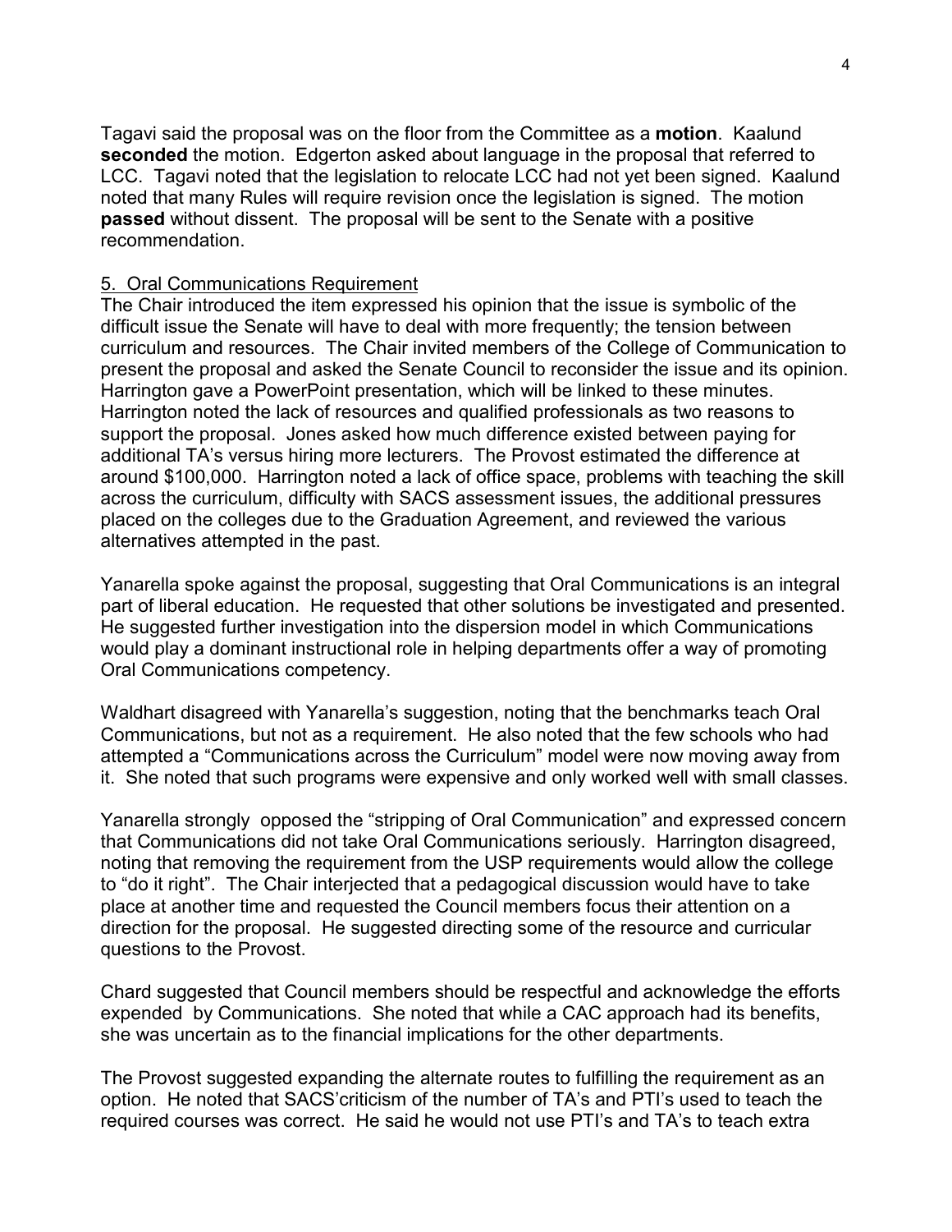Tagavi said the proposal was on the floor from the Committee as a **motion**. Kaalund **seconded** the motion. Edgerton asked about language in the proposal that referred to LCC. Tagavi noted that the legislation to relocate LCC had not yet been signed. Kaalund noted that many Rules will require revision once the legislation is signed. The motion **passed** without dissent. The proposal will be sent to the Senate with a positive recommendation.

5. Oral Communications Requirement

The Chair introduced the item expressed his opinion that the issue is symbolic of the difficult issue the Senate will have to deal with more frequently; the tension between curriculum and resources. The Chair invited members of the College of Communication to present the proposal and asked the Senate Council to reconsider the issue and its opinion. Harrington gave a PowerPoint presentation, which will be linked to these minutes. Harrington noted the lack of resources and qualified professionals as two reasons to support the proposal. Jones asked how much difference existed between paying for additional TA's versus hiring more lecturers. The Provost estimated the difference at around $100,000. Harrington noted a lack of office space, problems with teaching the skill across the curriculum, difficulty with SACS assessment issues, the additional pressures placed on the colleges due to the Graduation Agreement, and reviewed the various alternatives attempted in the past.

Yanarella spoke against the proposal, suggesting that Oral Communications is an integral part of liberal education. He requested that other solutions be investigated and presented. He suggested further investigation into the dispersion model in which Communications would play a dominant instructional role in helping departments offer a way of promoting Oral Communications competency.

Waldhart disagreed with Yanarella's suggestion, noting that the benchmarks teach Oral Communications, but not as a requirement. He also noted that the few schools who had attempted a "Communications across the Curriculum" model were now moving away from it. She noted that such programs were expensive and only worked well with small classes.

Yanarella strongly opposed the "stripping of Oral Communication" and expressed concern that Communications did not take Oral Communications seriously. Harrington disagreed, noting that removing the requirement from the USP requirements would allow the college to "do it right". The Chair interjected that a pedagogical discussion would have to take place at another time and requested the Council members focus their attention on a direction for the proposal. He suggested directing some of the resource and curricular questions to the Provost.

Chard suggested that Council members should be respectful and acknowledge the efforts expended by Communications. She noted that while a CAC approach had its benefits, she was uncertain as to the financial implications for the other departments.

The Provost suggested expanding the alternate routes to fulfilling the requirement as an option. He noted that SACS'criticism of the number of TA's and PTI's used to teach the required courses was correct. He said he would not use PTI's and TA's to teach extra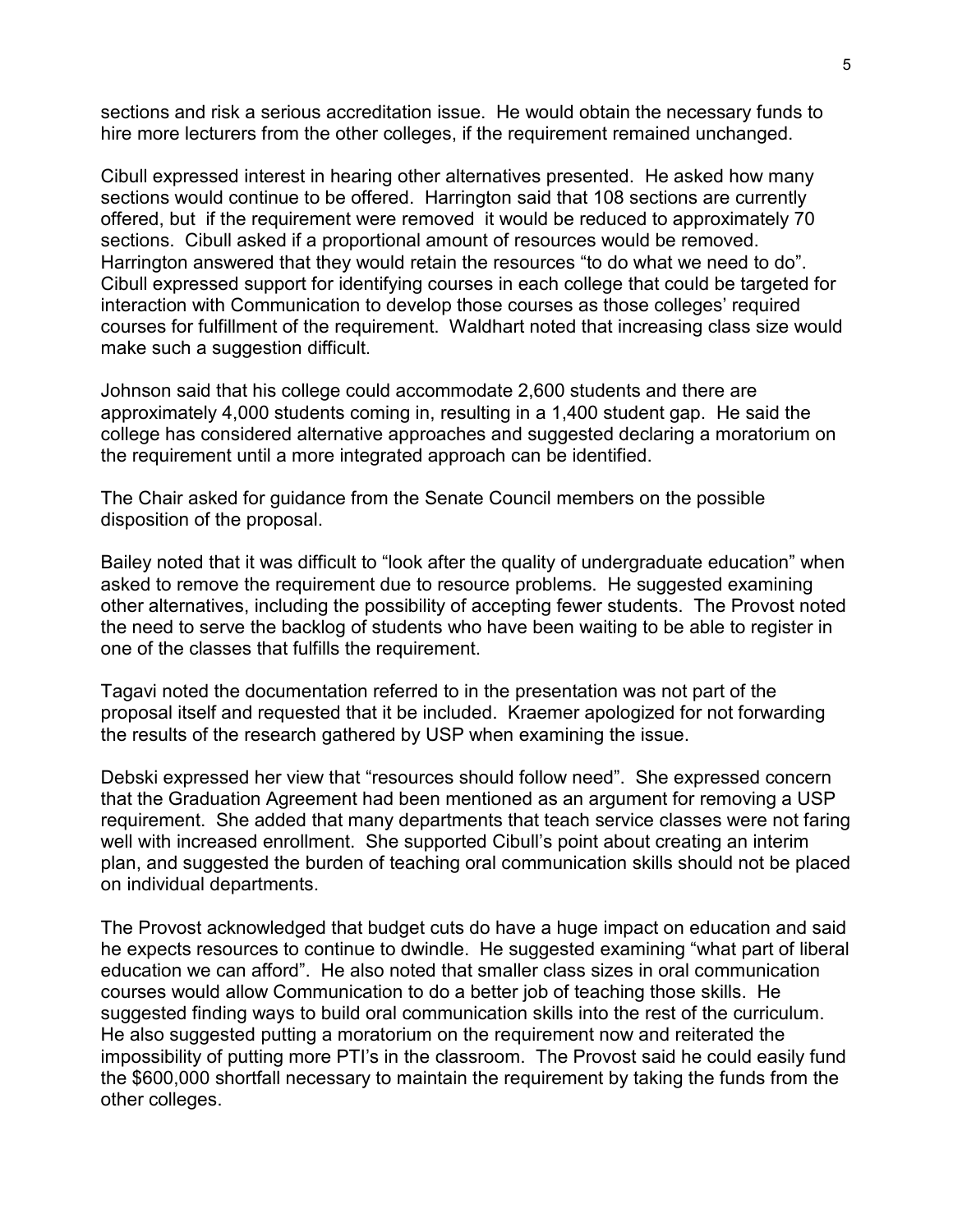sections and risk a serious accreditation issue. He would obtain the necessary funds to hire more lecturers from the other colleges, if the requirement remained unchanged.

Cibull expressed interest in hearing other alternatives presented. He asked how many sections would continue to be offered. Harrington said that 108 sections are currently offered, but if the requirement were removed it would be reduced to approximately 70 sections. Cibull asked if a proportional amount of resources would be removed. Harrington answered that they would retain the resources "to do what we need to do". Cibull expressed support for identifying courses in each college that could be targeted for interaction with Communication to develop those courses as those colleges' required courses for fulfillment of the requirement. Waldhart noted that increasing class size would make such a suggestion difficult.

Johnson said that his college could accommodate 2,600 students and there are approximately 4,000 students coming in, resulting in a 1,400 student gap. He said the college has considered alternative approaches and suggested declaring a moratorium on the requirement until a more integrated approach can be identified.

The Chair asked for guidance from the Senate Council members on the possible disposition of the proposal.

Bailey noted that it was difficult to "look after the quality of undergraduate education" when asked to remove the requirement due to resource problems. He suggested examining other alternatives, including the possibility of accepting fewer students. The Provost noted the need to serve the backlog of students who have been waiting to be able to register in one of the classes that fulfills the requirement.

Tagavi noted the documentation referred to in the presentation was not part of the proposal itself and requested that it be included. Kraemer apologized for not forwarding the results of the research gathered by USP when examining the issue.

Debski expressed her view that "resources should follow need". She expressed concern that the Graduation Agreement had been mentioned as an argument for removing a USP requirement. She added that many departments that teach service classes were not faring well with increased enrollment. She supported Cibull's point about creating an interim plan, and suggested the burden of teaching oral communication skills should not be placed on individual departments.

The Provost acknowledged that budget cuts do have a huge impact on education and said he expects resources to continue to dwindle. He suggested examining "what part of liberal education we can afford". He also noted that smaller class sizes in oral communication courses would allow Communication to do a better job of teaching those skills. He suggested finding ways to build oral communication skills into the rest of the curriculum. He also suggested putting a moratorium on the requirement now and reiterated the impossibility of putting more PTI's in the classroom. The Provost said he could easily fund the $600,000 shortfall necessary to maintain the requirement by taking the funds from the other colleges.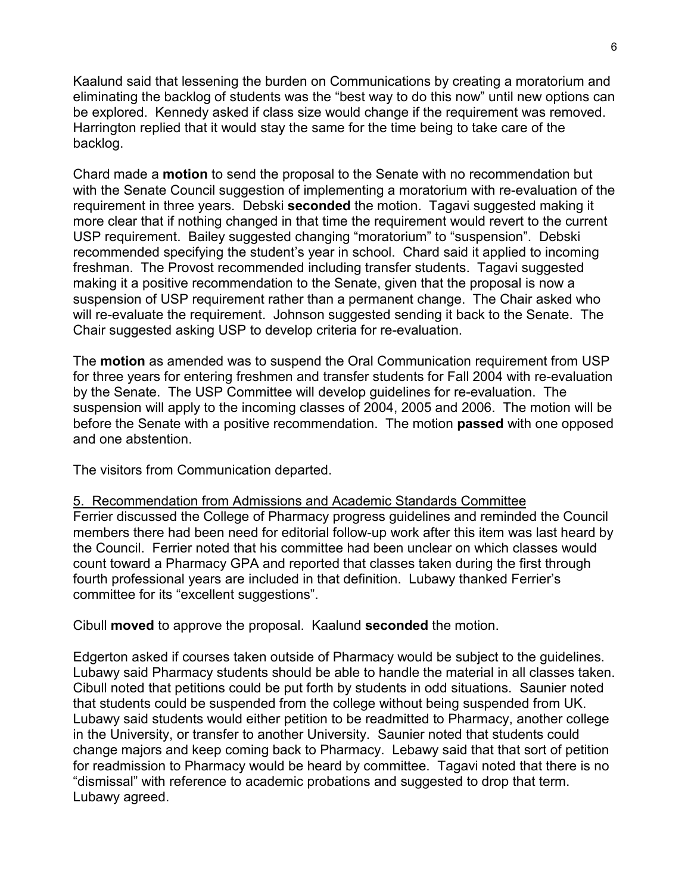Kaalund said that lessening the burden on Communications by creating a moratorium and eliminating the backlog of students was the "best way to do this now" until new options can be explored. Kennedy asked if class size would change if the requirement was removed. Harrington replied that it would stay the same for the time being to take care of the backlog.

Chard made a **motion** to send the proposal to the Senate with no recommendation but with the Senate Council suggestion of implementing a moratorium with re-evaluation of the requirement in three years. Debski **seconded** the motion. Tagavi suggested making it more clear that if nothing changed in that time the requirement would revert to the current USP requirement. Bailey suggested changing "moratorium" to "suspension". Debski recommended specifying the student's year in school. Chard said it applied to incoming freshman. The Provost recommended including transfer students. Tagavi suggested making it a positive recommendation to the Senate, given that the proposal is now a suspension of USP requirement rather than a permanent change. The Chair asked who will re-evaluate the requirement. Johnson suggested sending it back to the Senate. The Chair suggested asking USP to develop criteria for re-evaluation.

The **motion** as amended was to suspend the Oral Communication requirement from USP for three years for entering freshmen and transfer students for Fall 2004 with re-evaluation by the Senate. The USP Committee will develop guidelines for re-evaluation. The suspension will apply to the incoming classes of 2004, 2005 and 2006. The motion will be before the Senate with a positive recommendation. The motion **passed** with one opposed and one abstention.

The visitors from Communication departed.

5. Recommendation from Admissions and Academic Standards Committee

Ferrier discussed the College of Pharmacy progress guidelines and reminded the Council members there had been need for editorial follow-up work after this item was last heard by the Council. Ferrier noted that his committee had been unclear on which classes would count toward a Pharmacy GPA and reported that classes taken during the first through fourth professional years are included in that definition. Lubawy thanked Ferrier's committee for its "excellent suggestions".

Cibull **moved** to approve the proposal. Kaalund **seconded** the motion.

Edgerton asked if courses taken outside of Pharmacy would be subject to the guidelines. Lubawy said Pharmacy students should be able to handle the material in all classes taken. Cibull noted that petitions could be put forth by students in odd situations. Saunier noted that students could be suspended from the college without being suspended from UK. Lubawy said students would either petition to be readmitted to Pharmacy, another college in the University, or transfer to another University. Saunier noted that students could change majors and keep coming back to Pharmacy. Lebawy said that that sort of petition for readmission to Pharmacy would be heard by committee. Tagavi noted that there is no "dismissal" with reference to academic probations and suggested to drop that term. Lubawy agreed.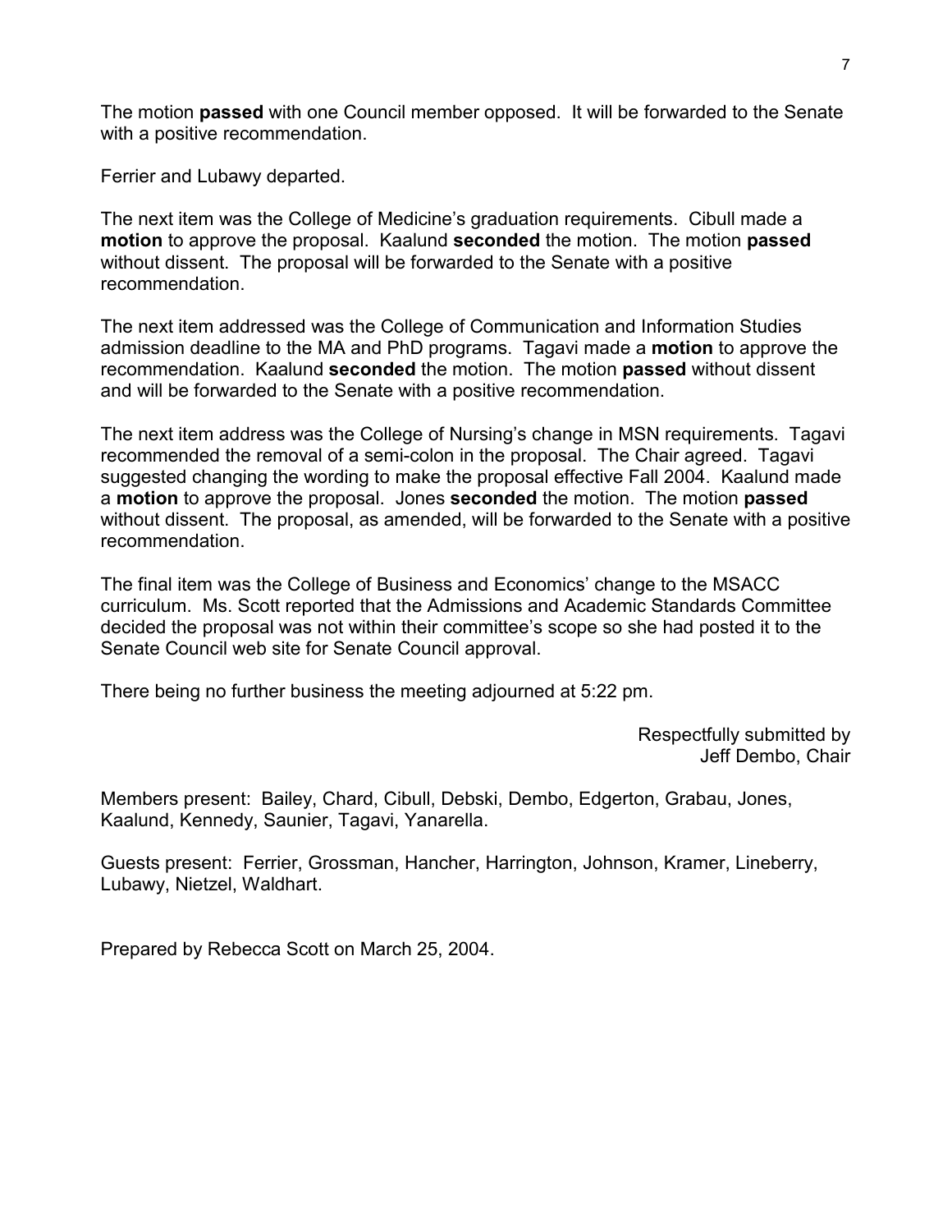The motion **passed** with one Council member opposed. It will be forwarded to the Senate with a positive recommendation.

Ferrier and Lubawy departed.

The next item was the College of Medicine's graduation requirements. Cibull made a **motion** to approve the proposal. Kaalund **seconded** the motion. The motion **passed** without dissent. The proposal will be forwarded to the Senate with a positive recommendation.

The next item addressed was the College of Communication and Information Studies admission deadline to the MA and PhD programs. Tagavi made a **motion** to approve the recommendation. Kaalund **seconded** the motion. The motion **passed** without dissent and will be forwarded to the Senate with a positive recommendation.

The next item address was the College of Nursing's change in MSN requirements. Tagavi recommended the removal of a semi-colon in the proposal. The Chair agreed. Tagavi suggested changing the wording to make the proposal effective Fall 2004. Kaalund made a **motion** to approve the proposal. Jones **seconded** the motion. The motion **passed** without dissent. The proposal, as amended, will be forwarded to the Senate with a positive recommendation.

The final item was the College of Business and Economics' change to the MSACC curriculum. Ms. Scott reported that the Admissions and Academic Standards Committee decided the proposal was not within their committee's scope so she had posted it to the Senate Council web site for Senate Council approval.

There being no further business the meeting adjourned at 5:22 pm.

Respectfully submitted by
Jeff Dembo, Chair

Members present: Bailey, Chard, Cibull, Debski, Dembo, Edgerton, Grabau, Jones, Kaalund, Kennedy, Saunier, Tagavi, Yanarella.

Guests present: Ferrier, Grossman, Hancher, Harrington, Johnson, Kramer, Lineberry, Lubawy, Nietzel, Waldhart.

Prepared by Rebecca Scott on March 25, 2004.